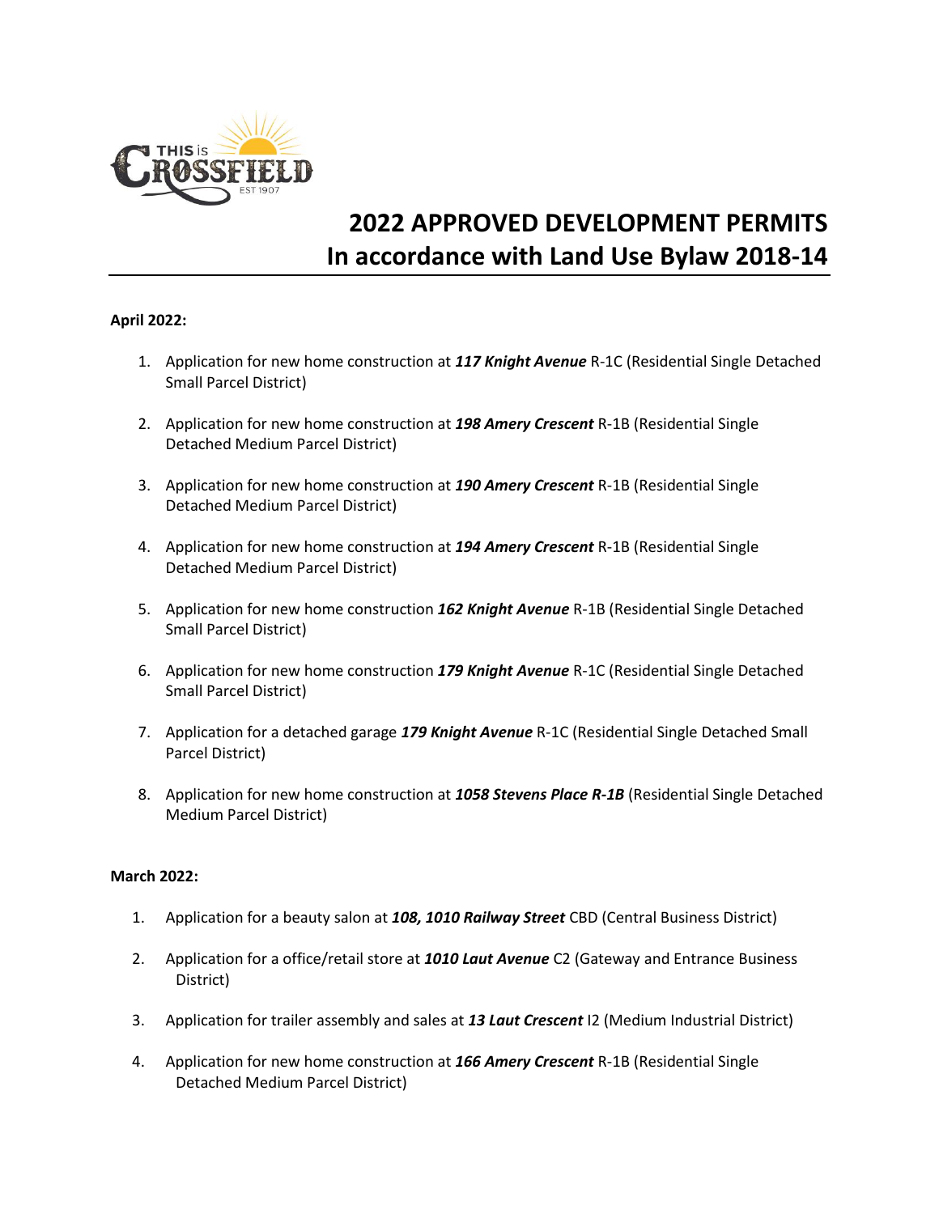# 2022 APPROVED DEVELOPMENT PERMITS
# In accordance with Land Use Bylaw 2018-14

**April 2022:**

1. Application for new home construction at ***117 Knight Avenue*** R-1C (Residential Single Detached Small Parcel District)

2. Application for new home construction at ***198 Amery Crescent*** R-1B (Residential Single Detached Medium Parcel District)

3. Application for new home construction at ***190 Amery Crescent*** R-1B (Residential Single Detached Medium Parcel District)

4. Application for new home construction at ***194 Amery Crescent*** R-1B (Residential Single Detached Medium Parcel District)

5. Application for new home construction ***162 Knight Avenue*** R-1B (Residential Single Detached Small Parcel District)

6. Application for new home construction ***179 Knight Avenue*** R-1C (Residential Single Detached Small Parcel District)

7. Application for a detached garage ***179 Knight Avenue*** R-1C (Residential Single Detached Small Parcel District)

8. Application for new home construction at ***1058 Stevens Place R-1B*** (Residential Single Detached Medium Parcel District)

**March 2022:**

1. Application for a beauty salon at ***108, 1010 Railway Street*** CBD (Central Business District)

2. Application for a office/retail store at ***1010 Laut Avenue*** C2 (Gateway and Entrance Business District)

3. Application for trailer assembly and sales at ***13 Laut Crescent*** I2 (Medium Industrial District)

4. Application for new home construction at ***166 Amery Crescent*** R-1B (Residential Single Detached Medium Parcel District)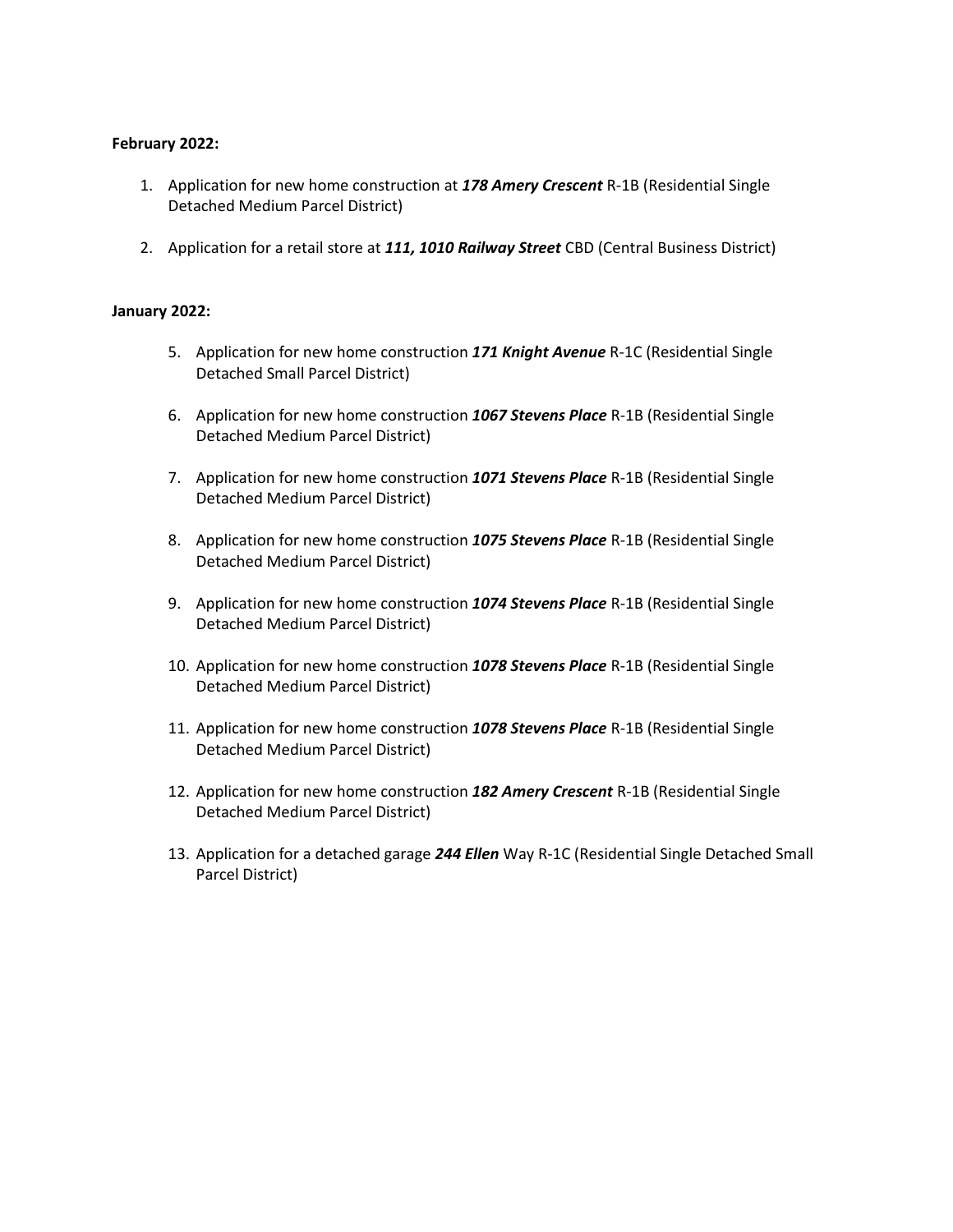**February 2022:**

1. Application for new home construction at ***178 Amery Crescent*** R-1B (Residential Single Detached Medium Parcel District)

2. Application for a retail store at ***111, 1010 Railway Street*** CBD (Central Business District)

**January 2022:**

5. Application for new home construction ***171 Knight Avenue*** R-1C (Residential Single Detached Small Parcel District)

6. Application for new home construction ***1067 Stevens Place*** R-1B (Residential Single Detached Medium Parcel District)

7. Application for new home construction ***1071 Stevens Place*** R-1B (Residential Single Detached Medium Parcel District)

8. Application for new home construction ***1075 Stevens Place*** R-1B (Residential Single Detached Medium Parcel District)

9. Application for new home construction ***1074 Stevens Place*** R-1B (Residential Single Detached Medium Parcel District)

10. Application for new home construction ***1078 Stevens Place*** R-1B (Residential Single Detached Medium Parcel District)

11. Application for new home construction ***1078 Stevens Place*** R-1B (Residential Single Detached Medium Parcel District)

12. Application for new home construction ***182 Amery Crescent*** R-1B (Residential Single Detached Medium Parcel District)

13. Application for a detached garage ***244 Ellen*** Way R-1C (Residential Single Detached Small Parcel District)